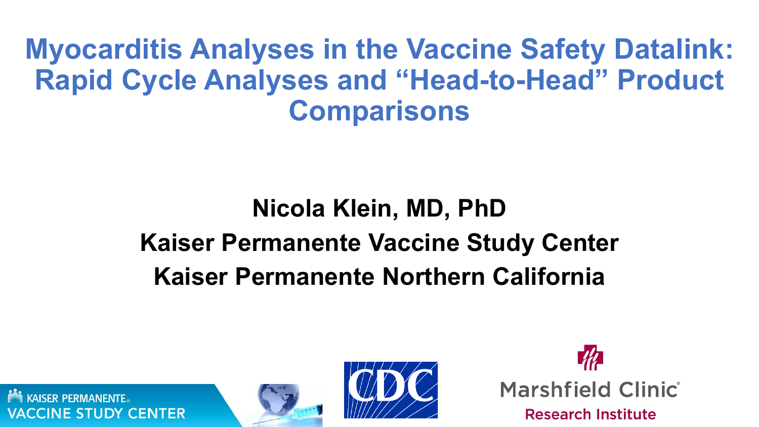# Myocarditis Analyses in the Vaccine Safety Datalink: Rapid Cycle Analyses and "Head-to-Head" Product Comparisons

**Nicola Klein, MD, PhD**

**Kaiser Permanente Vaccine Study Center**

**Kaiser Permanente Northern California**

KAISER PERMANENTE VACCINE STUDY CENTER

CDC

Marshfield Clinic Research Institute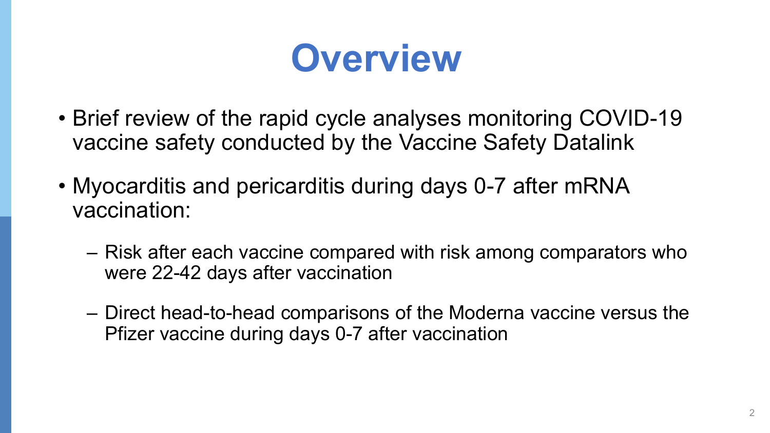# Overview

- Brief review of the rapid cycle analyses monitoring COVID-19 vaccine safety conducted by the Vaccine Safety Datalink
- Myocarditis and pericarditis during days 0-7 after mRNA vaccination:
  - Risk after each vaccine compared with risk among comparators who were 22-42 days after vaccination
  - Direct head-to-head comparisons of the Moderna vaccine versus the Pfizer vaccine during days 0-7 after vaccination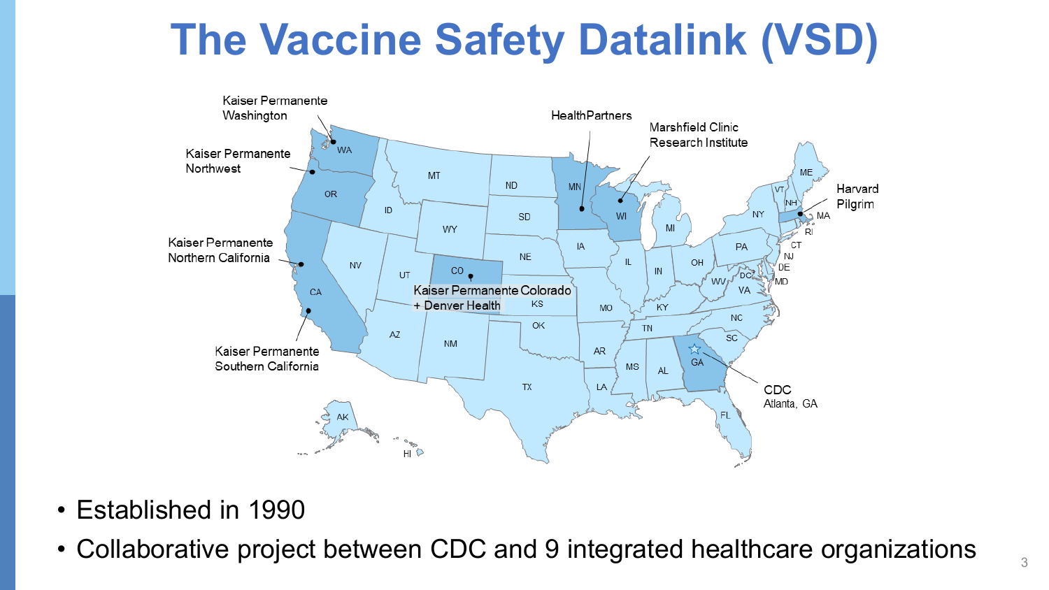# The Vaccine Safety Datalink (VSD)

Kaiser Permanente Washington

Kaiser Permanente Northwest

Kaiser Permanente Northern California

Kaiser Permanente Southern California

Kaiser Permanente Colorado + Denver Health

HealthPartners

Marshfield Clinic Research Institute

Harvard Pilgrim

CDC Atlanta, GA

- Established in 1990
- Collaborative project between CDC and 9 integrated healthcare organizations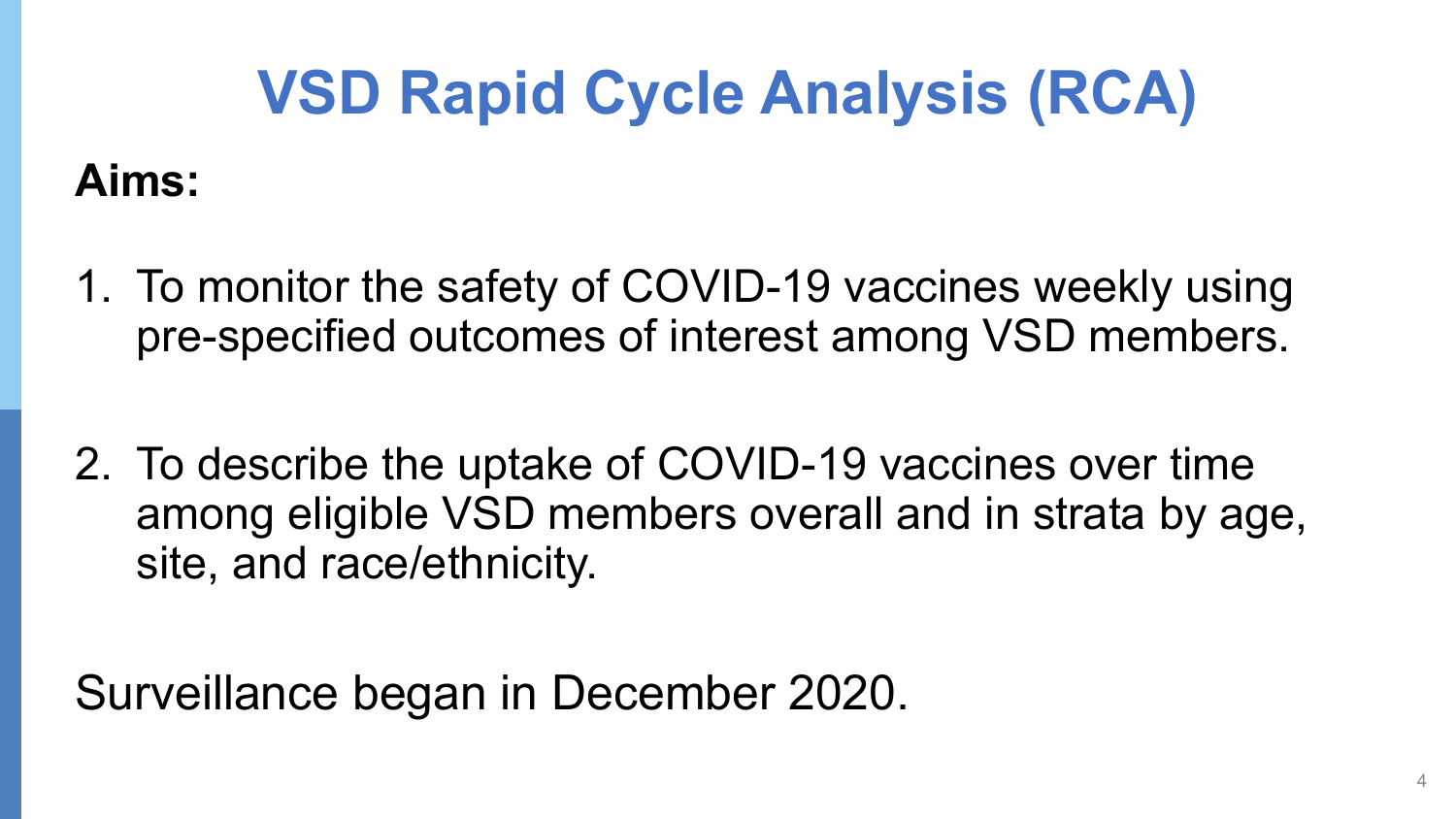# VSD Rapid Cycle Analysis (RCA)

**Aims:**

1. To monitor the safety of COVID-19 vaccines weekly using pre-specified outcomes of interest among VSD members.

2. To describe the uptake of COVID-19 vaccines over time among eligible VSD members overall and in strata by age, site, and race/ethnicity.

Surveillance began in December 2020.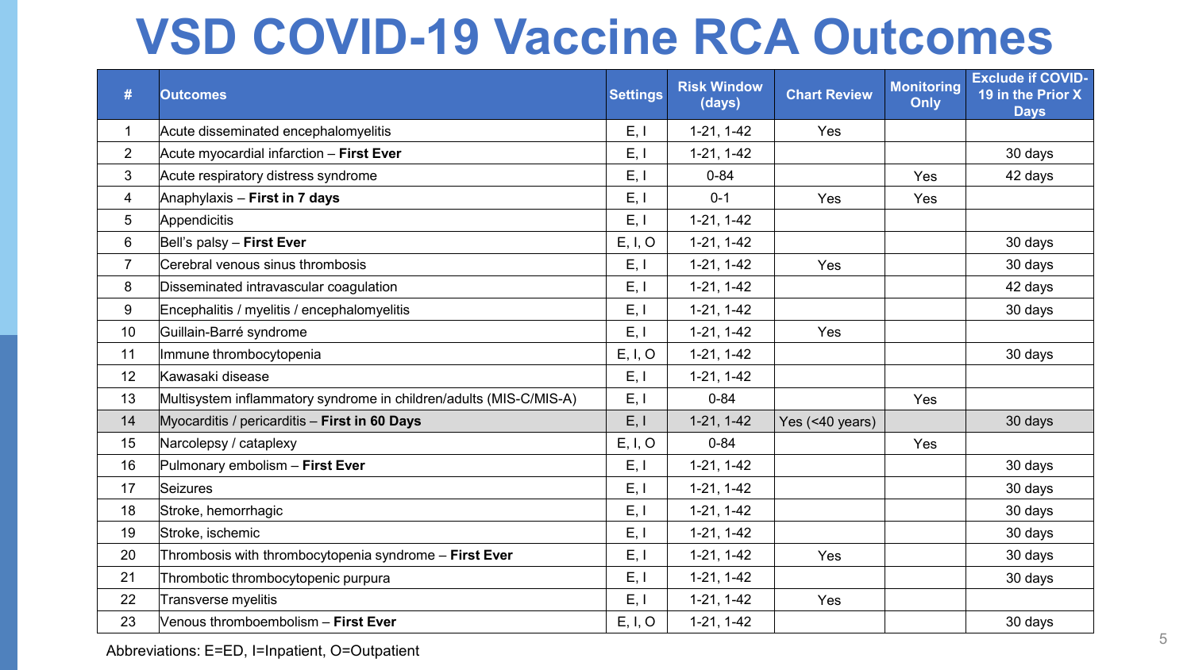# VSD COVID-19 Vaccine RCA Outcomes

| # | Outcomes | Settings | Risk Window (days) | Chart Review | Monitoring Only | Exclude if COVID-19 in the Prior X Days |
|---|---|---|---|---|---|---|
| 1 | Acute disseminated encephalomyelitis | E, I | 1-21, 1-42 | Yes | | |
| 2 | Acute myocardial infarction – **First Ever** | E, I | 1-21, 1-42 | | | 30 days |
| 3 | Acute respiratory distress syndrome | E, I | 0-84 | | Yes | 42 days |
| 4 | Anaphylaxis – **First in 7 days** | E, I | 0-1 | Yes | Yes | |
| 5 | Appendicitis | E, I | 1-21, 1-42 | | | |
| 6 | Bell's palsy – **First Ever** | E, I, O | 1-21, 1-42 | | | 30 days |
| 7 | Cerebral venous sinus thrombosis | E, I | 1-21, 1-42 | Yes | | 30 days |
| 8 | Disseminated intravascular coagulation | E, I | 1-21, 1-42 | | | 42 days |
| 9 | Encephalitis / myelitis / encephalomyelitis | E, I | 1-21, 1-42 | | | 30 days |
| 10 | Guillain-Barré syndrome | E, I | 1-21, 1-42 | Yes | | |
| 11 | Immune thrombocytopenia | E, I, O | 1-21, 1-42 | | | 30 days |
| 12 | Kawasaki disease | E, I | 1-21, 1-42 | | | |
| 13 | Multisystem inflammatory syndrome in children/adults (MIS-C/MIS-A) | E, I | 0-84 | | Yes | |
| 14 | Myocarditis / pericarditis – **First in 60 Days** | E, I | 1-21, 1-42 | Yes (<40 years) | | 30 days |
| 15 | Narcolepsy / cataplexy | E, I, O | 0-84 | | Yes | |
| 16 | Pulmonary embolism – **First Ever** | E, I | 1-21, 1-42 | | | 30 days |
| 17 | Seizures | E, I | 1-21, 1-42 | | | 30 days |
| 18 | Stroke, hemorrhagic | E, I | 1-21, 1-42 | | | 30 days |
| 19 | Stroke, ischemic | E, I | 1-21, 1-42 | | | 30 days |
| 20 | Thrombosis with thrombocytopenia syndrome – **First Ever** | E, I | 1-21, 1-42 | Yes | | 30 days |
| 21 | Thrombotic thrombocytopenic purpura | E, I | 1-21, 1-42 | | | 30 days |
| 22 | Transverse myelitis | E, I | 1-21, 1-42 | Yes | | |
| 23 | Venous thromboembolism – **First Ever** | E, I, O | 1-21, 1-42 | | | 30 days |

Abbreviations: E=ED, I=Inpatient, O=Outpatient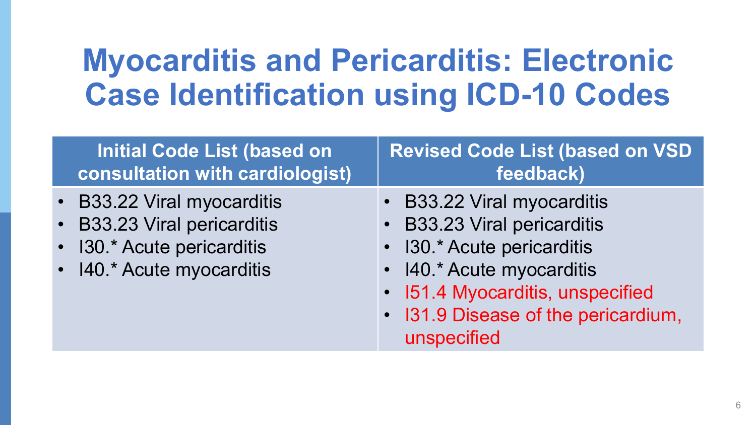# Myocarditis and Pericarditis: Electronic Case Identification using ICD-10 Codes

| Initial Code List (based on consultation with cardiologist) | Revised Code List (based on VSD feedback) |
| --- | --- |
| • B33.22 Viral myocarditis<br>• B33.23 Viral pericarditis<br>• I30.* Acute pericarditis<br>• I40.* Acute myocarditis | • B33.22 Viral myocarditis<br>• B33.23 Viral pericarditis<br>• I30.* Acute pericarditis<br>• I40.* Acute myocarditis<br>• I51.4 Myocarditis, unspecified<br>• I31.9 Disease of the pericardium, unspecified |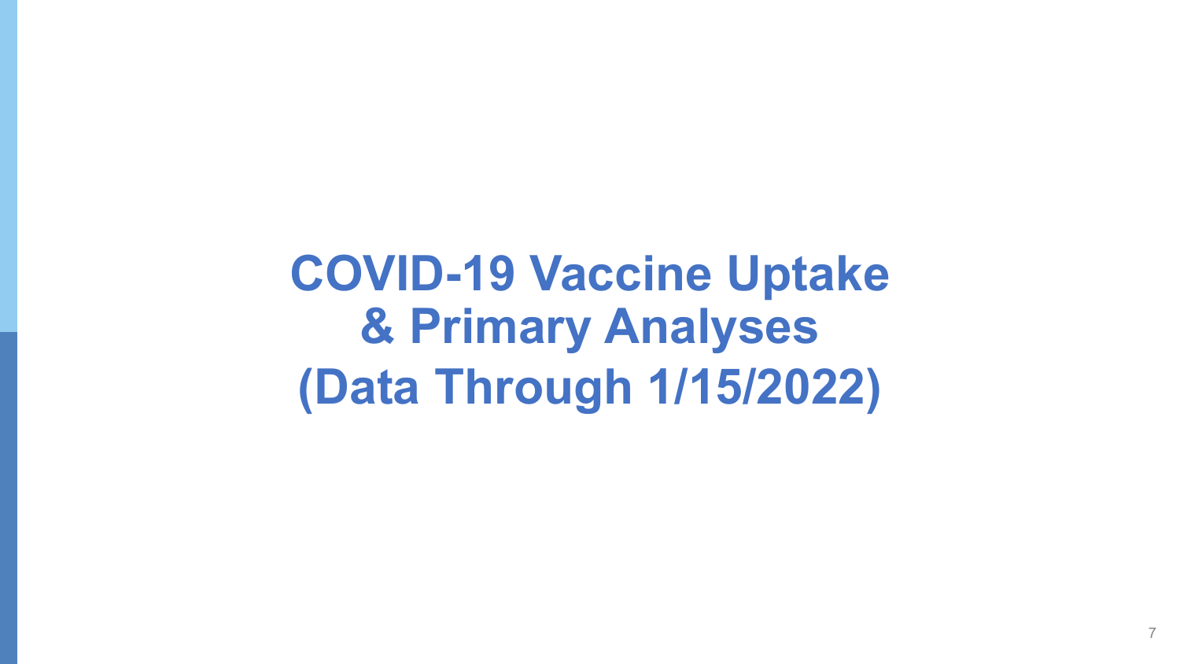# COVID-19 Vaccine Uptake & Primary Analyses (Data Through 1/15/2022)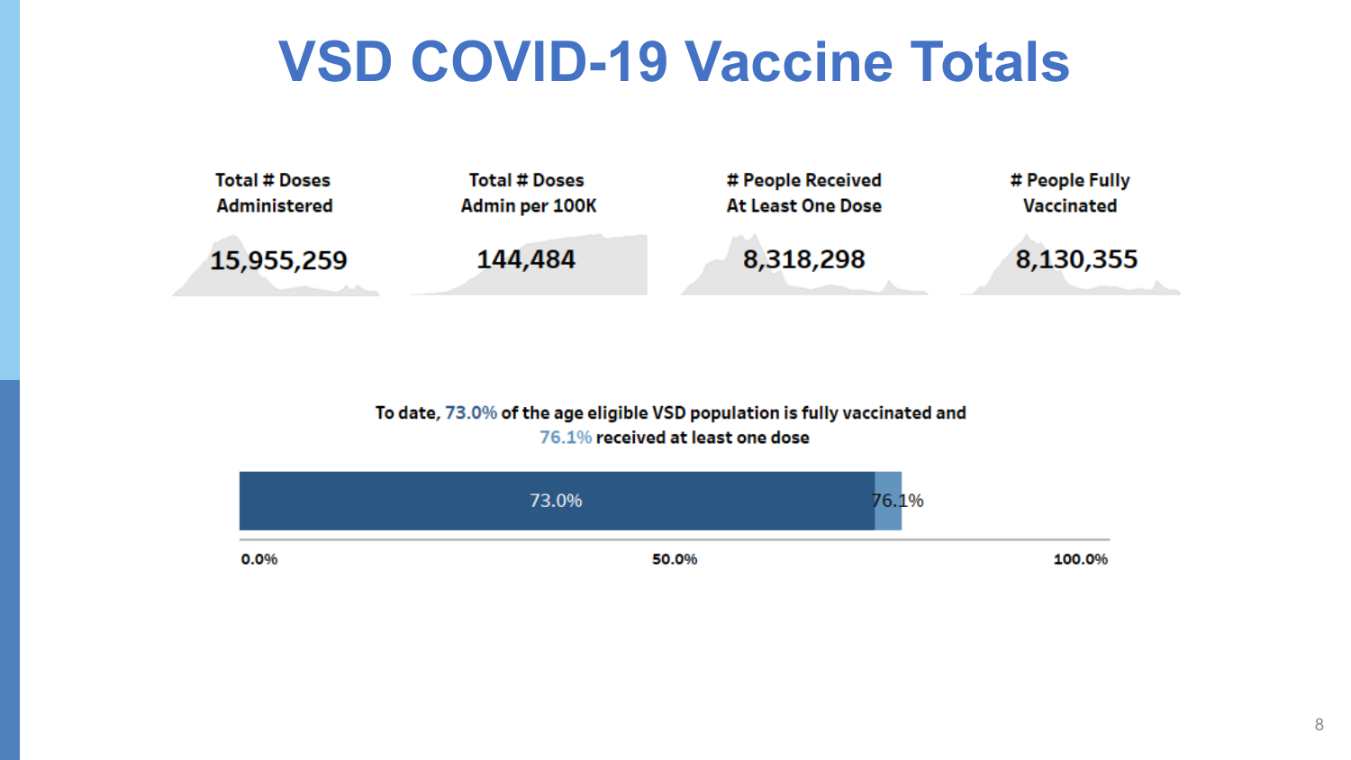# VSD COVID-19 Vaccine Totals

| Total # Doses Administered | Total # Doses Admin per 100K | # People Received At Least One Dose | # People Fully Vaccinated |
| --- | --- | --- | --- |
| 15,955,259 | 144,484 | 8,318,298 | 8,130,355 |

To date, 73.0% of the age eligible VSD population is fully vaccinated and 76.1% received at least one dose

73.0% 76.1%

0.0% 50.0% 100.0%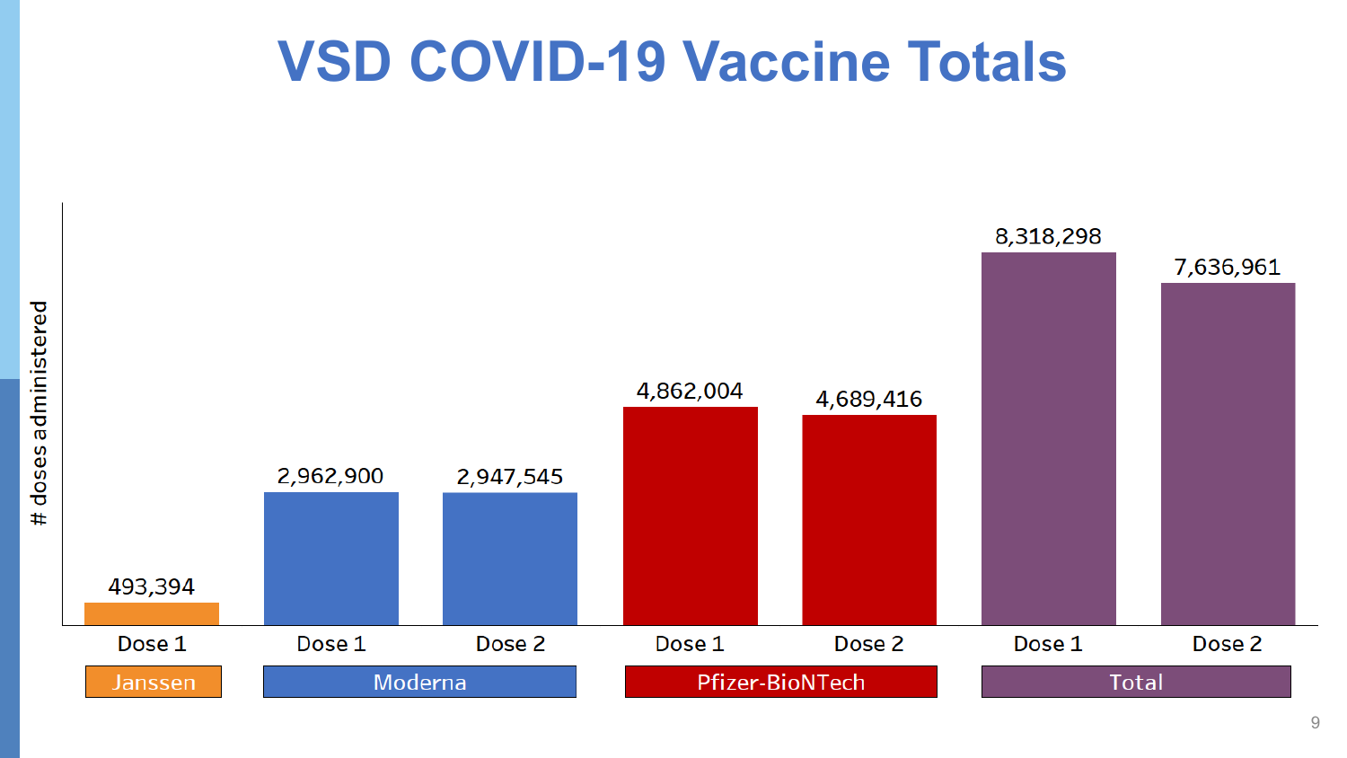# VSD COVID-19 Vaccine Totals

| Vaccine | Dose | # doses administered |
|---|---|---|
| Janssen | Dose 1 | 493,394 |
| Moderna | Dose 1 | 2,962,900 |
| Moderna | Dose 2 | 2,947,545 |
| Pfizer-BioNTech | Dose 1 | 4,862,004 |
| Pfizer-BioNTech | Dose 2 | 4,689,416 |
| Total | Dose 1 | 8,318,298 |
| Total | Dose 2 | 7,636,961 |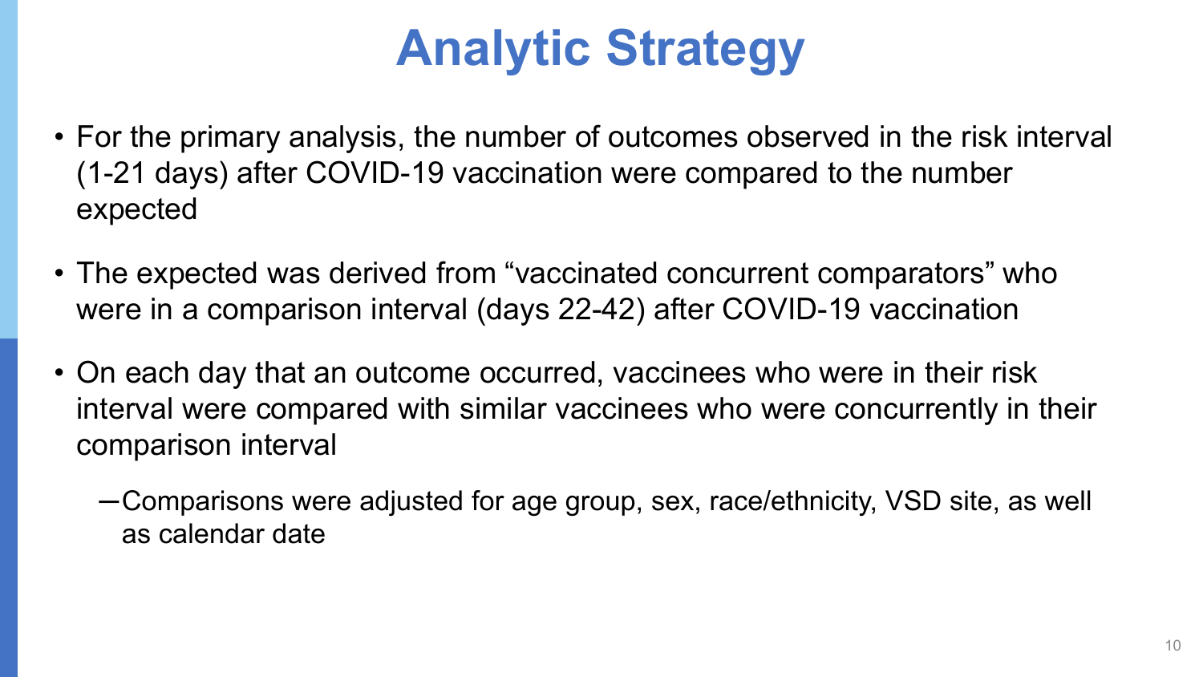# Analytic Strategy

- For the primary analysis, the number of outcomes observed in the risk interval (1-21 days) after COVID-19 vaccination were compared to the number expected
- The expected was derived from “vaccinated concurrent comparators” who were in a comparison interval (days 22-42) after COVID-19 vaccination
- On each day that an outcome occurred, vaccinees who were in their risk interval were compared with similar vaccinees who were concurrently in their comparison interval
  - Comparisons were adjusted for age group, sex, race/ethnicity, VSD site, as well as calendar date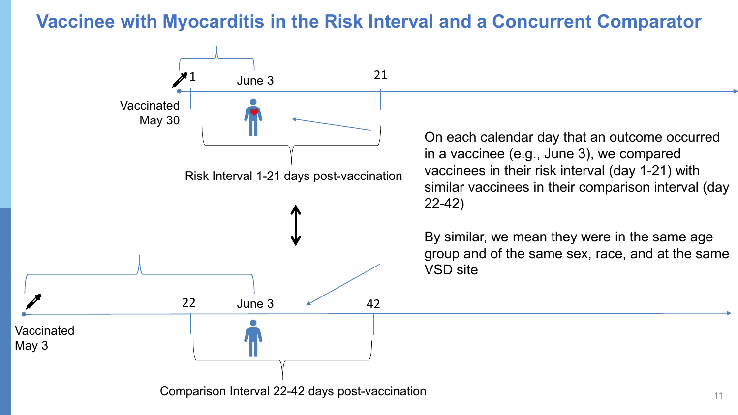# Vaccinee with Myocarditis in the Risk Interval and a Concurrent Comparator

1 June 3 21

Vaccinated May 30

Risk Interval 1-21 days post-vaccination

22 June 3 42

Vaccinated May 3

Comparison Interval 22-42 days post-vaccination

On each calendar day that an outcome occurred in a vaccinee (e.g., June 3), we compared vaccinees in their risk interval (day 1-21) with similar vaccinees in their comparison interval (day 22-42)

By similar, we mean they were in the same age group and of the same sex, race, and at the same VSD site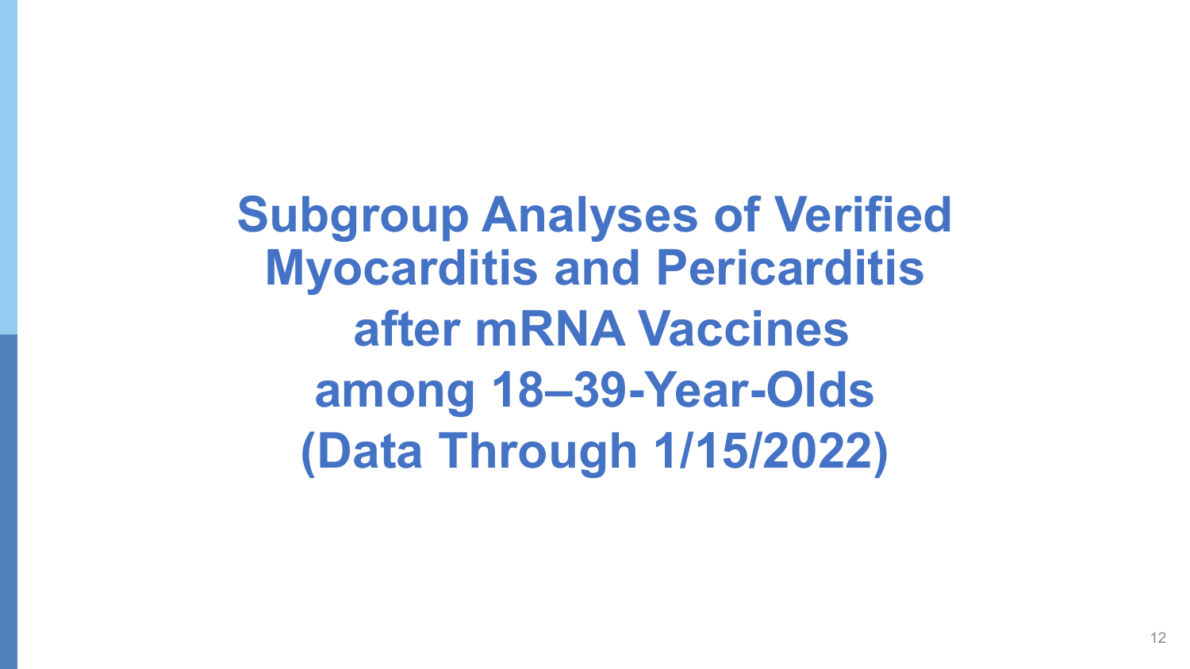# Subgroup Analyses of Verified Myocarditis and Pericarditis after mRNA Vaccines among 18–39-Year-Olds (Data Through 1/15/2022)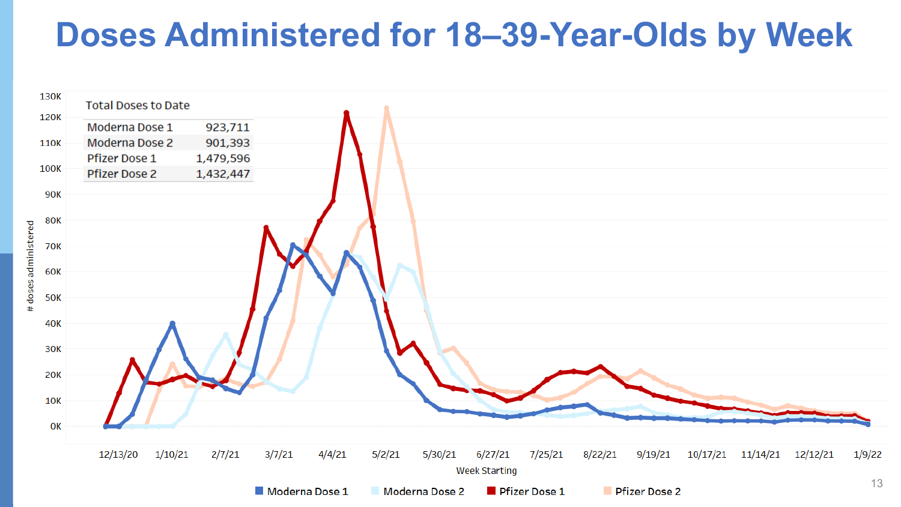# Doses Administered for 18–39-Year-Olds by Week

| Total Doses to Date | |
|---|---|
| Moderna Dose 1 | 923,711 |
| Moderna Dose 2 | 901,393 |
| Pfizer Dose 1 | 1,479,596 |
| Pfizer Dose 2 | 1,432,447 |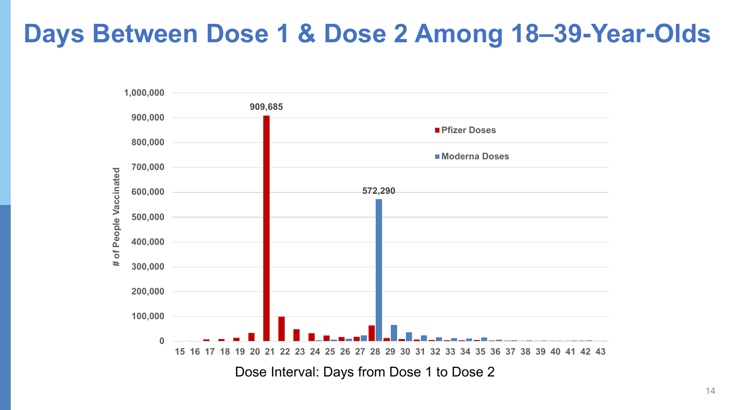# Days Between Dose 1 & Dose 2 Among 18–39-Year-Olds

Pfizer Doses

Moderna Doses

909,685

572,290

\# of People Vaccinated

1,000,000
900,000
800,000
700,000
600,000
500,000
400,000
300,000
200,000
100,000
0

15 16 17 18 19 20 21 22 23 24 25 26 27 28 29 30 31 32 33 34 35 36 37 38 39 40 41 42 43

Dose Interval: Days from Dose 1 to Dose 2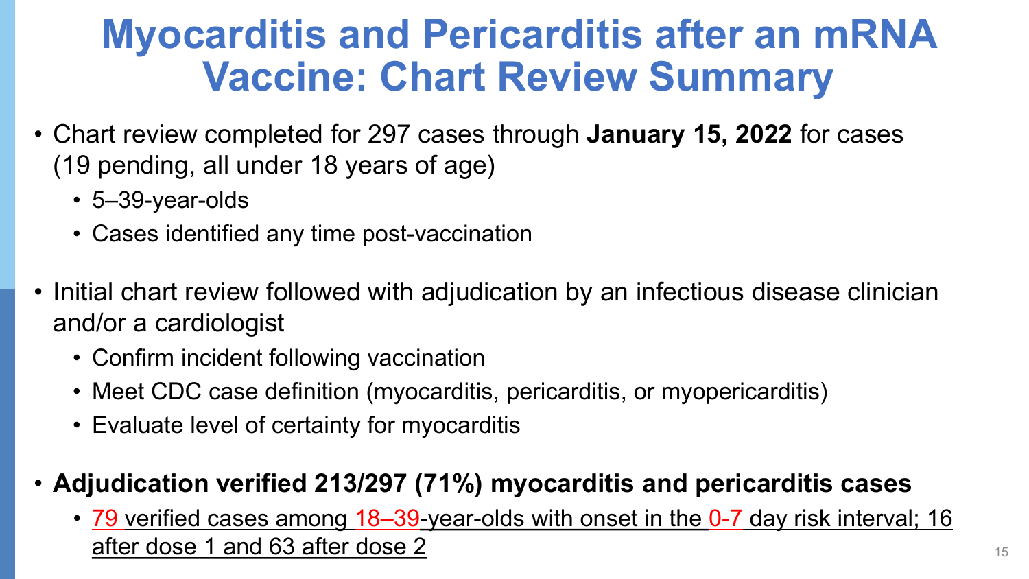# Myocarditis and Pericarditis after an mRNA Vaccine: Chart Review Summary

- Chart review completed for 297 cases through **January 15, 2022** for cases (19 pending, all under 18 years of age)
  - 5–39-year-olds
  - Cases identified any time post-vaccination
- Initial chart review followed with adjudication by an infectious disease clinician and/or a cardiologist
  - Confirm incident following vaccination
  - Meet CDC case definition (myocarditis, pericarditis, or myopericarditis)
  - Evaluate level of certainty for myocarditis
- **Adjudication verified 213/297 (71%) myocarditis and pericarditis cases**
  - 79 verified cases among 18–39-year-olds with onset in the 0-7 day risk interval; 16 after dose 1 and 63 after dose 2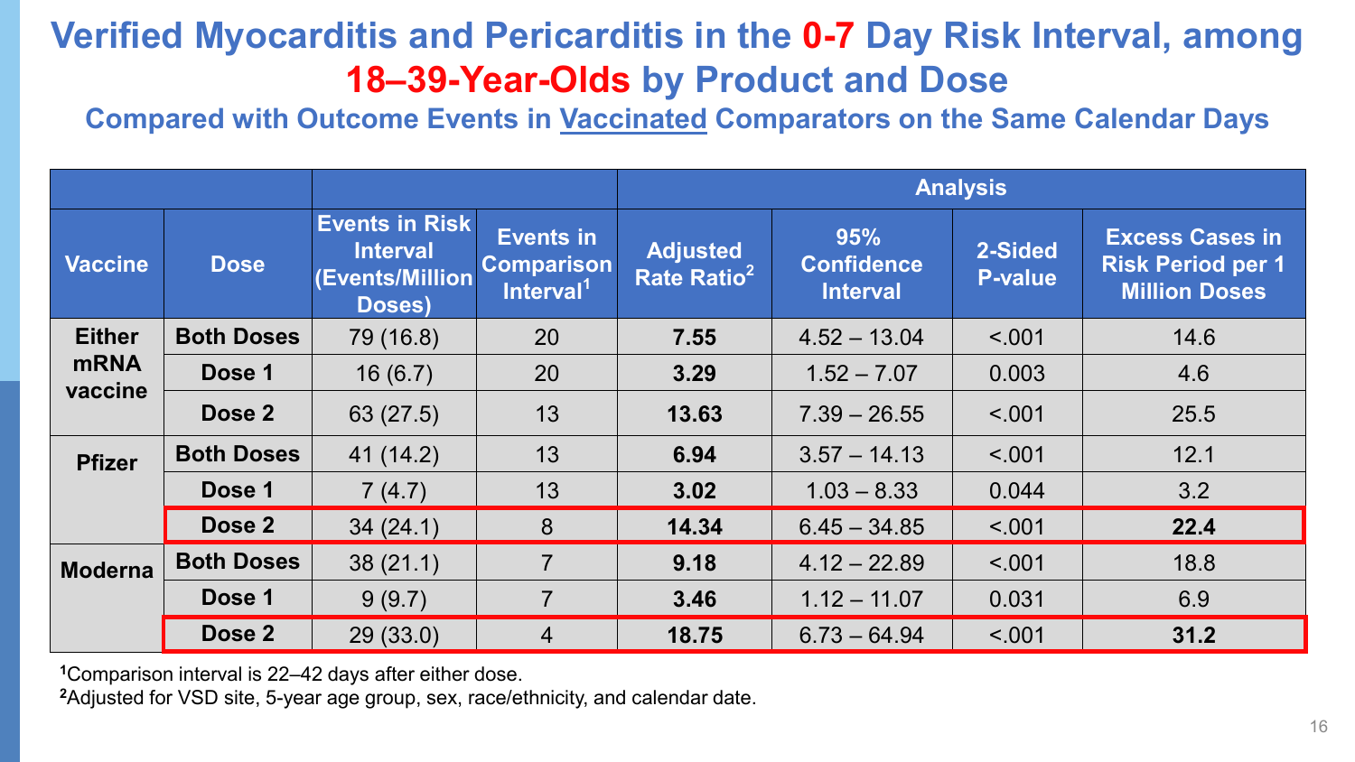# Verified Myocarditis and Pericarditis in the 0-7 Day Risk Interval, among 18–39-Year-Olds by Product and Dose

### Compared with Outcome Events in Vaccinated Comparators on the Same Calendar Days

| | | | | Analysis | | | |
|---|---|---|---|---|---|---|---|
| Vaccine | Dose | Events in Risk Interval (Events/Million Doses) | Events in Comparison Interval[1] | Adjusted Rate Ratio[2] | 95% Confidence Interval | 2-Sided P-value | Excess Cases in Risk Period per 1 Million Doses |
| Either mRNA vaccine | Both Doses | 79 (16.8) | 20 | **7.55** | 4.52 – 13.04 | <.001 | 14.6 |
| | Dose 1 | 16 (6.7) | 20 | **3.29** | 1.52 – 7.07 | 0.003 | 4.6 |
| | Dose 2 | 63 (27.5) | 13 | **13.63** | 7.39 – 26.55 | <.001 | 25.5 |
| Pfizer | Both Doses | 41 (14.2) | 13 | **6.94** | 3.57 – 14.13 | <.001 | 12.1 |
| | Dose 1 | 7 (4.7) | 13 | **3.02** | 1.03 – 8.33 | 0.044 | 3.2 |
| | Dose 2 | 34 (24.1) | 8 | **14.34** | 6.45 – 34.85 | <.001 | **22.4** |
| Moderna | Both Doses | 38 (21.1) | 7 | **9.18** | 4.12 – 22.89 | <.001 | 18.8 |
| | Dose 1 | 9 (9.7) | 7 | **3.46** | 1.12 – 11.07 | 0.031 | 6.9 |
| | Dose 2 | 29 (33.0) | 4 | **18.75** | 6.73 – 64.94 | <.001 | **31.2** |

[1]Comparison interval is 22–42 days after either dose.
[2]Adjusted for VSD site, 5-year age group, sex, race/ethnicity, and calendar date.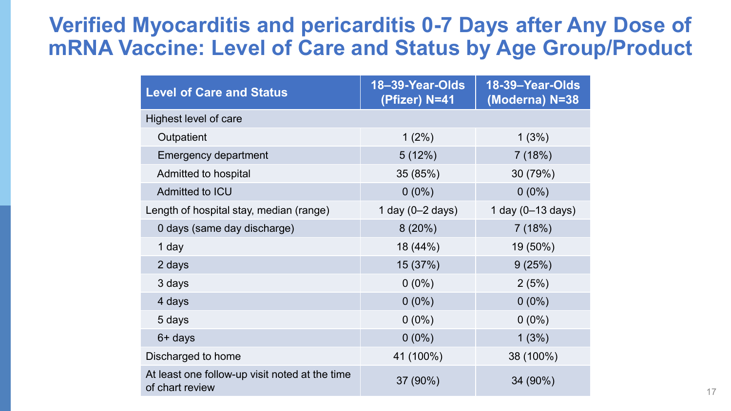# Verified Myocarditis and pericarditis 0-7 Days after Any Dose of mRNA Vaccine: Level of Care and Status by Age Group/Product

| Level of Care and Status | 18–39-Year-Olds (Pfizer) N=41 | 18-39–Year-Olds (Moderna) N=38 |
|---|---|---|
| Highest level of care | | |
| Outpatient | 1 (2%) | 1 (3%) |
| Emergency department | 5 (12%) | 7 (18%) |
| Admitted to hospital | 35 (85%) | 30 (79%) |
| Admitted to ICU | 0 (0%) | 0 (0%) |
| Length of hospital stay, median (range) | 1 day (0–2 days) | 1 day (0–13 days) |
| 0 days (same day discharge) | 8 (20%) | 7 (18%) |
| 1 day | 18 (44%) | 19 (50%) |
| 2 days | 15 (37%) | 9 (25%) |
| 3 days | 0 (0%) | 2 (5%) |
| 4 days | 0 (0%) | 0 (0%) |
| 5 days | 0 (0%) | 0 (0%) |
| 6+ days | 0 (0%) | 1 (3%) |
| Discharged to home | 41 (100%) | 38 (100%) |
| At least one follow-up visit noted at the time of chart review | 37 (90%) | 34 (90%) |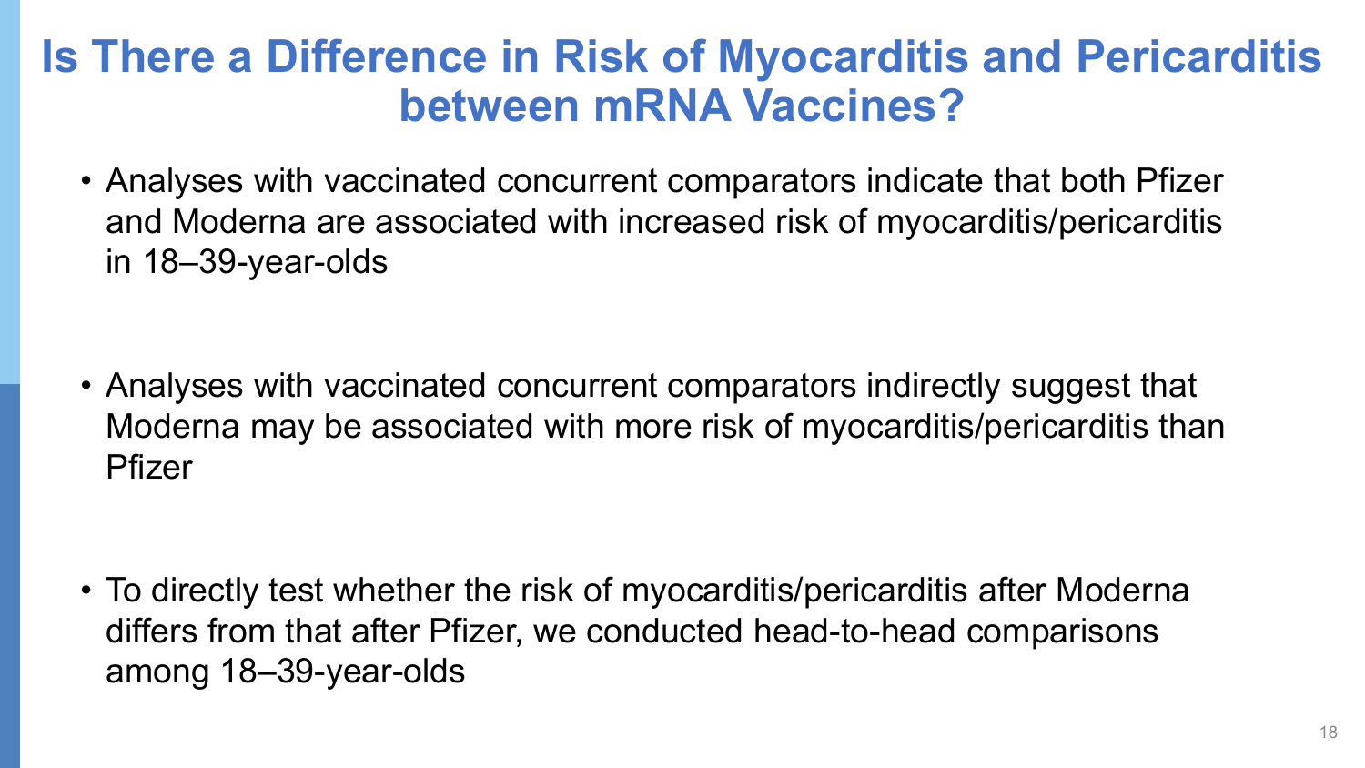# Is There a Difference in Risk of Myocarditis and Pericarditis between mRNA Vaccines?

- Analyses with vaccinated concurrent comparators indicate that both Pfizer and Moderna are associated with increased risk of myocarditis/pericarditis in 18–39-year-olds

- Analyses with vaccinated concurrent comparators indirectly suggest that Moderna may be associated with more risk of myocarditis/pericarditis than Pfizer

- To directly test whether the risk of myocarditis/pericarditis after Moderna differs from that after Pfizer, we conducted head-to-head comparisons among 18–39-year-olds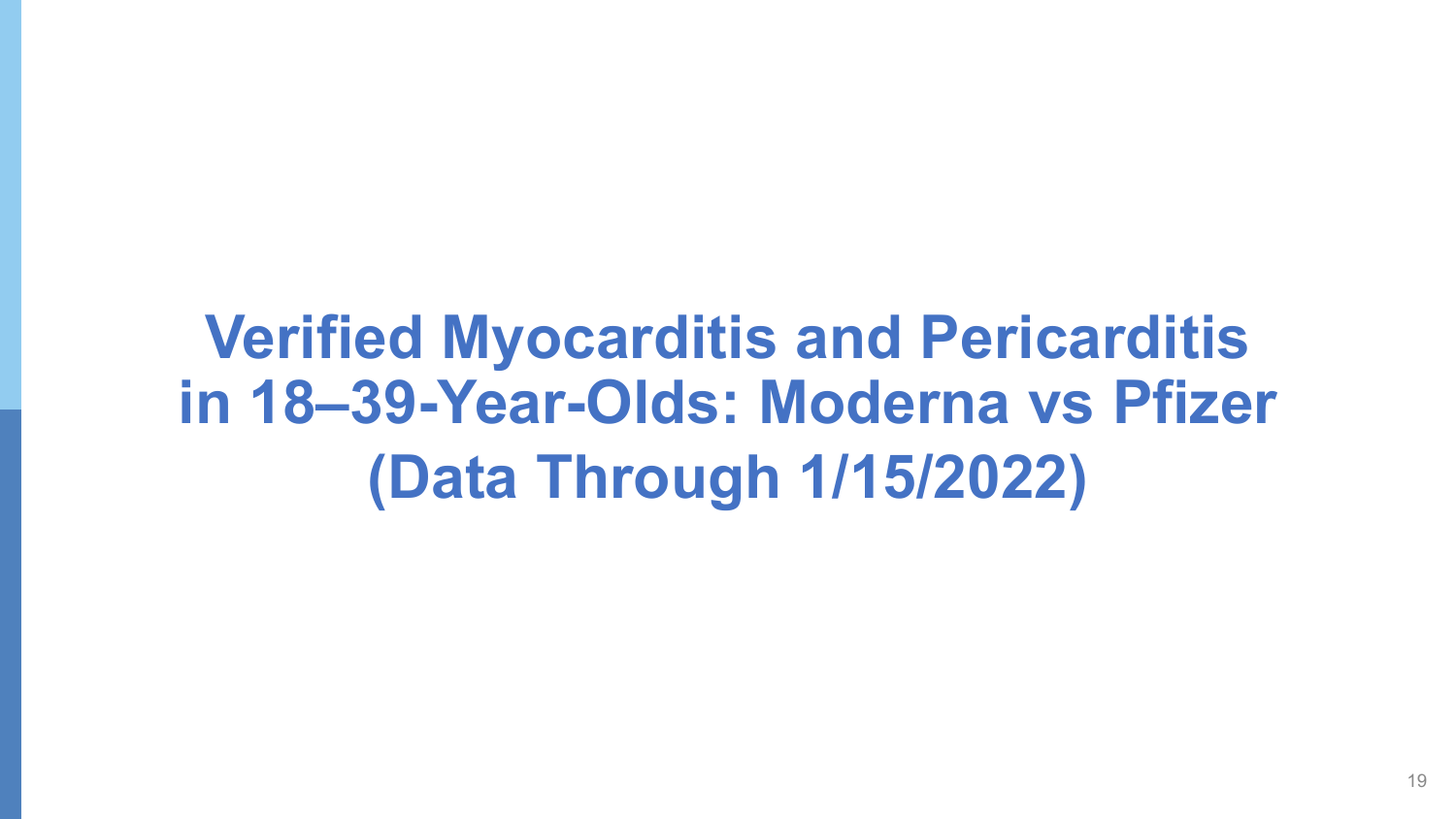# Verified Myocarditis and Pericarditis in 18–39-Year-Olds: Moderna vs Pfizer (Data Through 1/15/2022)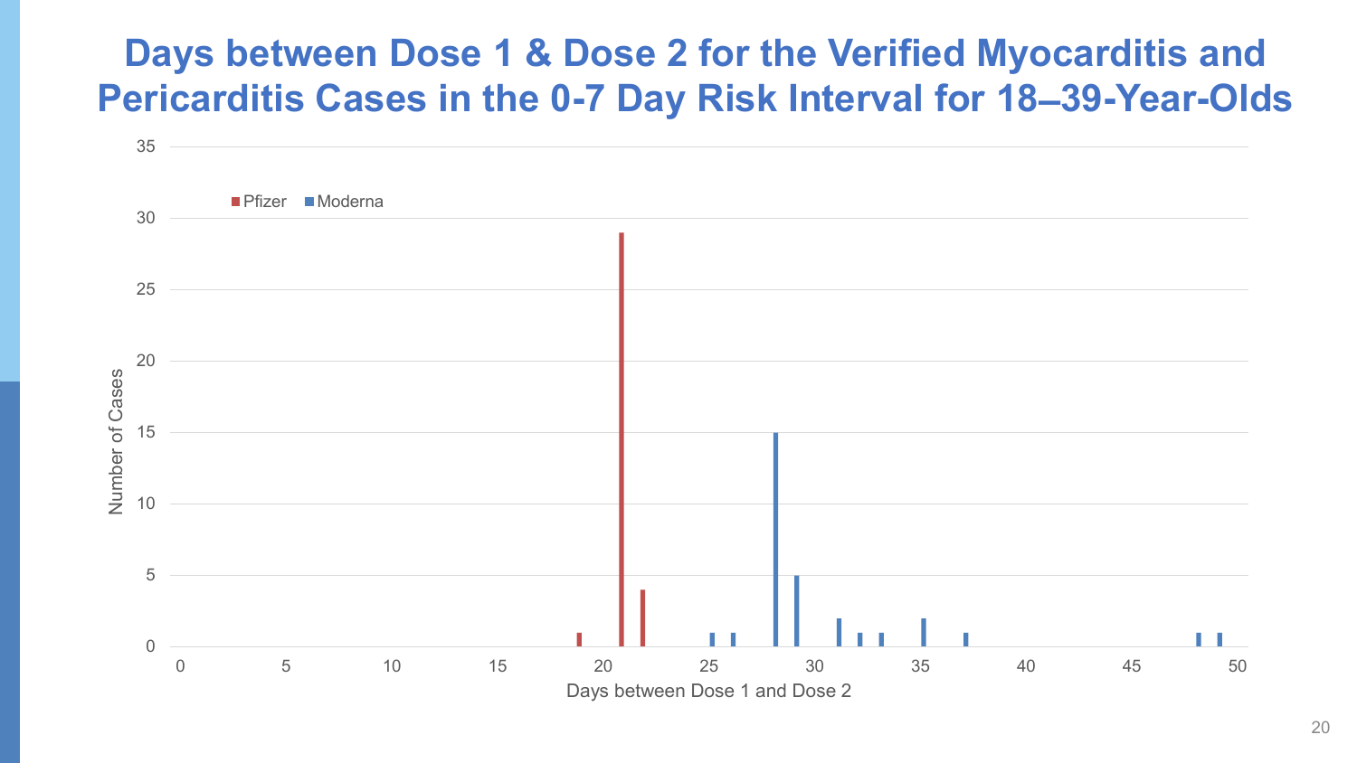# Days between Dose 1 & Dose 2 for the Verified Myocarditis and Pericarditis Cases in the 0-7 Day Risk Interval for 18–39-Year-Olds

| Days between Dose 1 and Dose 2 | Pfizer | Moderna |
|---|---|---|
| 19 | 1 | |
| 21 | 29 | |
| 22 | 4 | |
| 25 | | 1 |
| 26 | | 1 |
| 28 | | 15 |
| 29 | | 5 |
| 31 | | 2 |
| 32 | | 1 |
| 33 | | 1 |
| 35 | | 2 |
| 37 | | 1 |
| 48 | | 1 |
| 49 | | 1 |

Number of Cases

Days between Dose 1 and Dose 2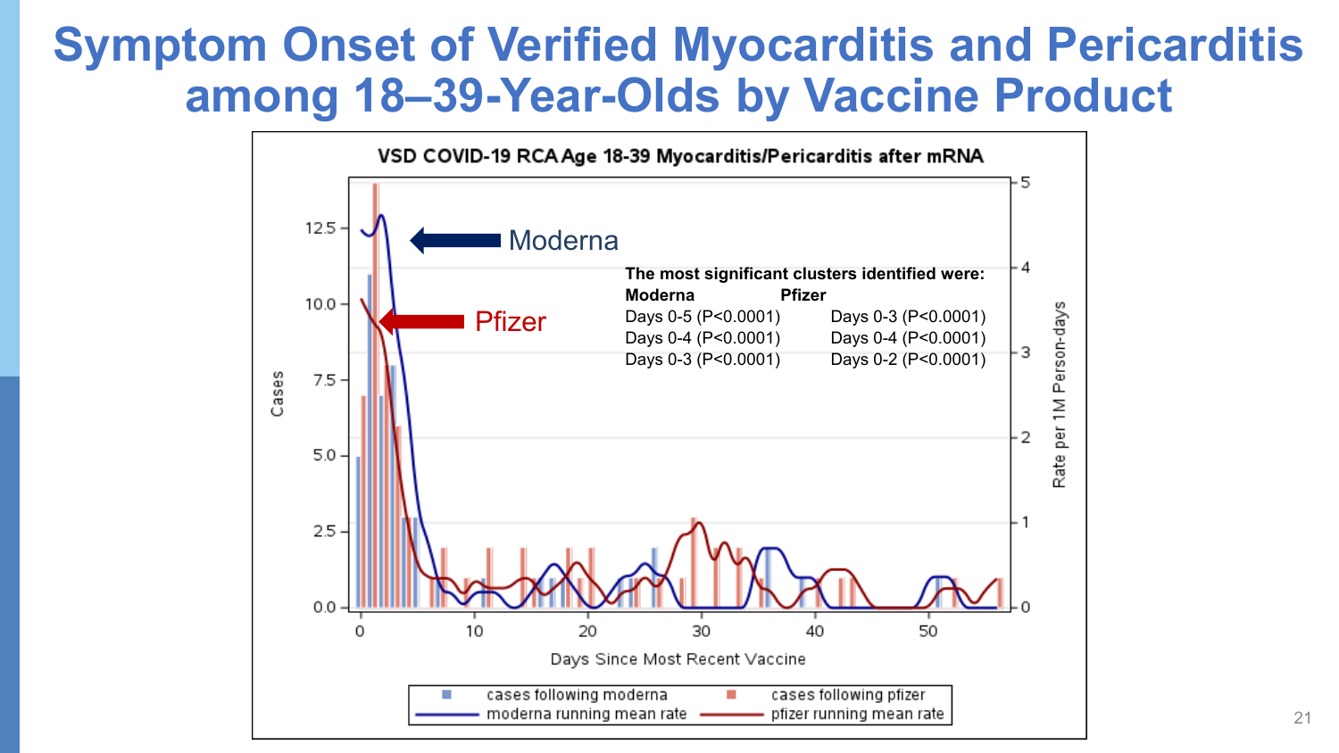# Symptom Onset of Verified Myocarditis and Pericarditis among 18–39-Year-Olds by Vaccine Product

VSD COVID-19 RCA Age 18-39 Myocarditis/Pericarditis after mRNA

Moderna

Pfizer

**The most significant clusters identified were:**

| **Moderna** | **Pfizer** |
| --- | --- |
| Days 0-5 (P<0.0001) | Days 0-3 (P<0.0001) |
| Days 0-4 (P<0.0001) | Days 0-4 (P<0.0001) |
| Days 0-3 (P<0.0001) | Days 0-2 (P<0.0001) |

Cases

Rate per 1M Person-days

Days Since Most Recent Vaccine

cases following moderna · cases following pfizer · moderna running mean rate · pfizer running mean rate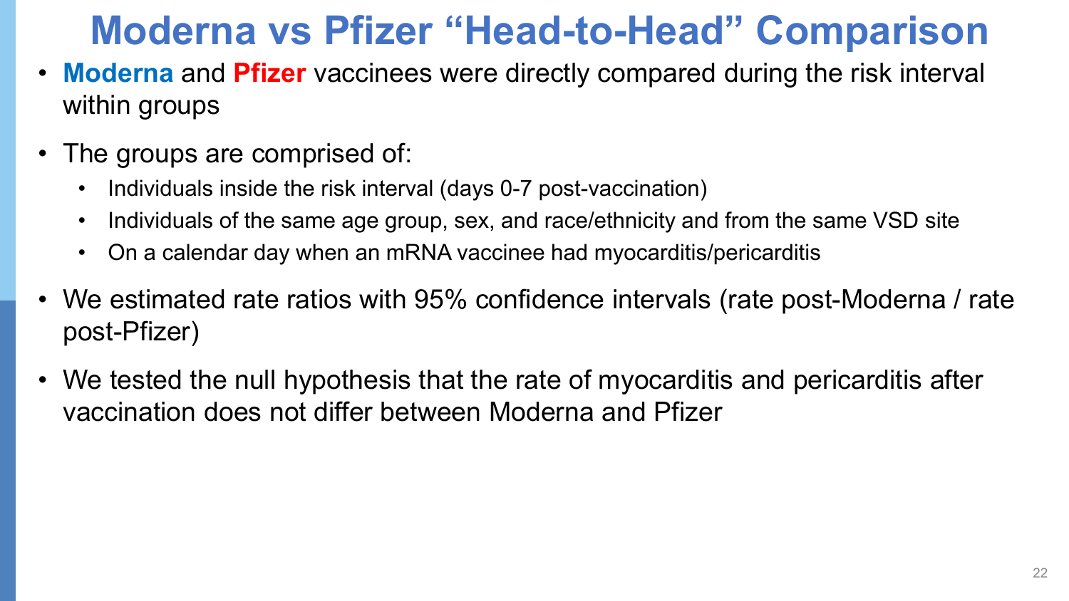# Moderna vs Pfizer “Head-to-Head” Comparison

- **Moderna** and **Pfizer** vaccinees were directly compared during the risk interval within groups
- The groups are comprised of:
  - Individuals inside the risk interval (days 0-7 post-vaccination)
  - Individuals of the same age group, sex, and race/ethnicity and from the same VSD site
  - On a calendar day when an mRNA vaccinee had myocarditis/pericarditis
- We estimated rate ratios with 95% confidence intervals (rate post-Moderna / rate post-Pfizer)
- We tested the null hypothesis that the rate of myocarditis and pericarditis after vaccination does not differ between Moderna and Pfizer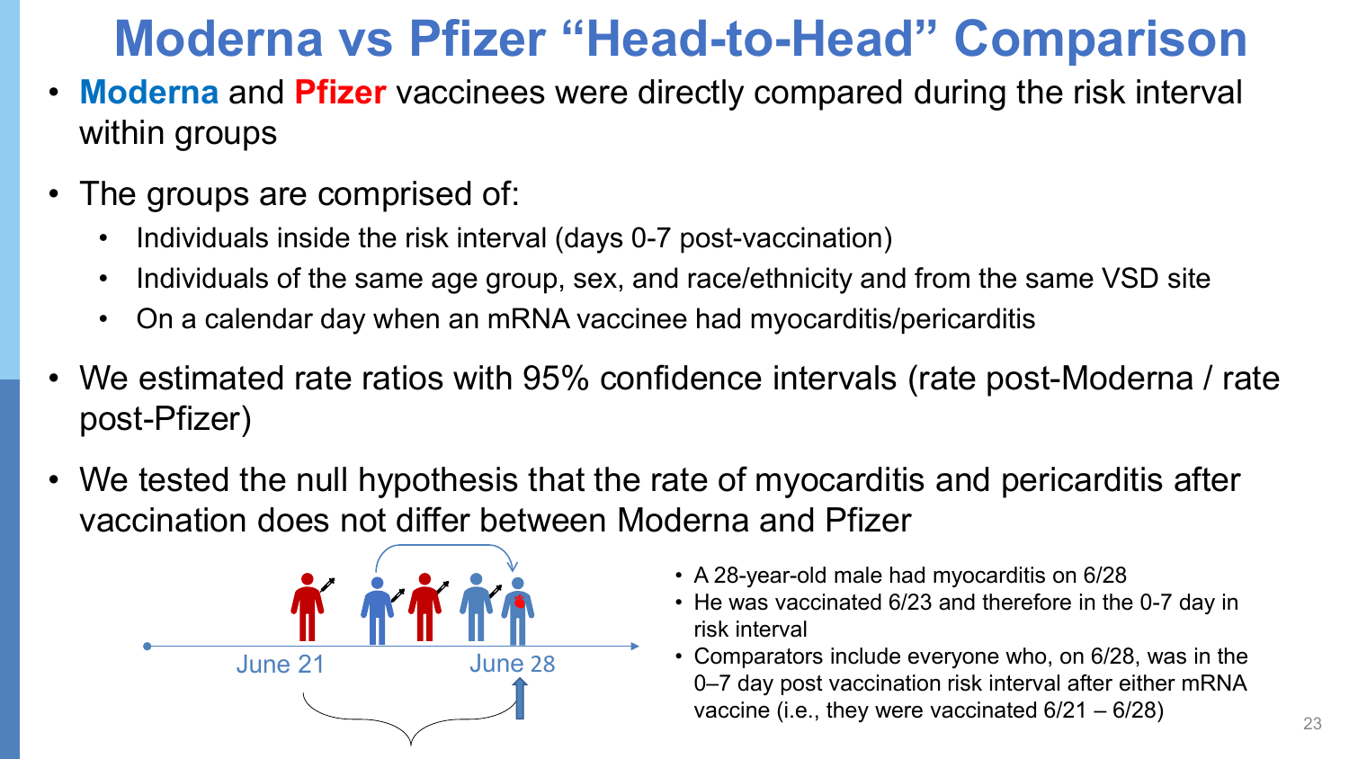# Moderna vs Pfizer "Head-to-Head" Comparison

- **Moderna** and **Pfizer** vaccinees were directly compared during the risk interval within groups
- The groups are comprised of:
  - Individuals inside the risk interval (days 0-7 post-vaccination)
  - Individuals of the same age group, sex, and race/ethnicity and from the same VSD site
  - On a calendar day when an mRNA vaccinee had myocarditis/pericarditis
- We estimated rate ratios with 95% confidence intervals (rate post-Moderna / rate post-Pfizer)
- We tested the null hypothesis that the rate of myocarditis and pericarditis after vaccination does not differ between Moderna and Pfizer

June 21 June 28

- A 28-year-old male had myocarditis on 6/28
- He was vaccinated 6/23 and therefore in the 0-7 day in risk interval
- Comparators include everyone who, on 6/28, was in the 0–7 day post vaccination risk interval after either mRNA vaccine (i.e., they were vaccinated 6/21 – 6/28)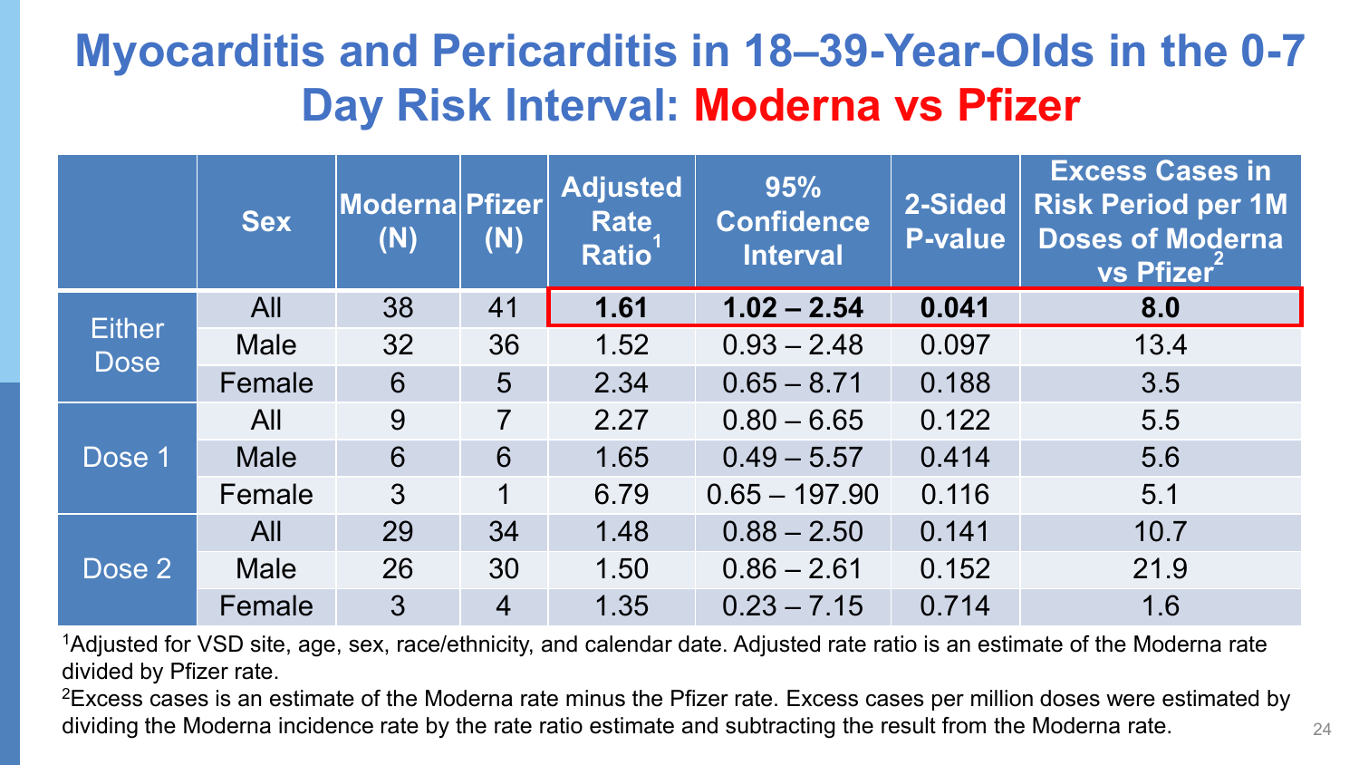# Myocarditis and Pericarditis in 18–39-Year-Olds in the 0-7 Day Risk Interval: Moderna vs Pfizer

| | Sex | Moderna (N) | Pfizer (N) | Adjusted Rate Ratio[1] | 95% Confidence Interval | 2-Sided P-value | Excess Cases in Risk Period per 1M Doses of Moderna vs Pfizer[2] |
|---|---|---|---|---|---|---|---|
| Either Dose | All | 38 | 41 | **1.61** | **1.02 – 2.54** | **0.041** | **8.0** |
| | Male | 32 | 36 | 1.52 | 0.93 – 2.48 | 0.097 | 13.4 |
| | Female | 6 | 5 | 2.34 | 0.65 – 8.71 | 0.188 | 3.5 |
| Dose 1 | All | 9 | 7 | 2.27 | 0.80 – 6.65 | 0.122 | 5.5 |
| | Male | 6 | 6 | 1.65 | 0.49 – 5.57 | 0.414 | 5.6 |
| | Female | 3 | 1 | 6.79 | 0.65 – 197.90 | 0.116 | 5.1 |
| Dose 2 | All | 29 | 34 | 1.48 | 0.88 – 2.50 | 0.141 | 10.7 |
| | Male | 26 | 30 | 1.50 | 0.86 – 2.61 | 0.152 | 21.9 |
| | Female | 3 | 4 | 1.35 | 0.23 – 7.15 | 0.714 | 1.6 |

[1]Adjusted for VSD site, age, sex, race/ethnicity, and calendar date. Adjusted rate ratio is an estimate of the Moderna rate divided by Pfizer rate.

[2]Excess cases is an estimate of the Moderna rate minus the Pfizer rate. Excess cases per million doses were estimated by dividing the Moderna incidence rate by the rate ratio estimate and subtracting the result from the Moderna rate.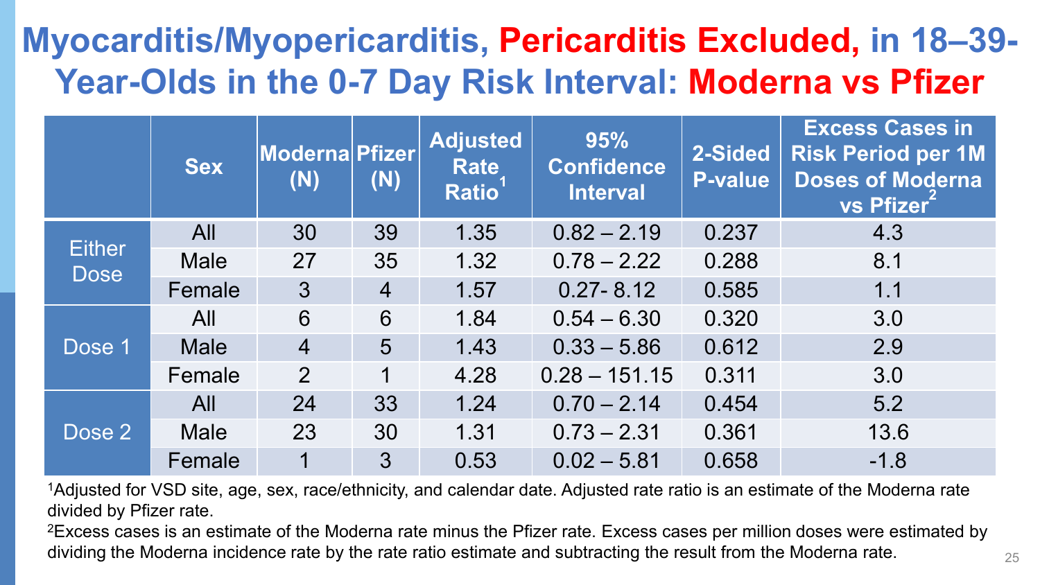# Myocarditis/Myopericarditis, Pericarditis Excluded, in 18–39-Year-Olds in the 0-7 Day Risk Interval: Moderna vs Pfizer

| | Sex | Moderna (N) | Pfizer (N) | Adjusted Rate Ratio[1] | 95% Confidence Interval | 2-Sided P-value | Excess Cases in Risk Period per 1M Doses of Moderna vs Pfizer[2] |
|---|---|---|---|---|---|---|---|
| Either Dose | All | 30 | 39 | 1.35 | 0.82 – 2.19 | 0.237 | 4.3 |
| | Male | 27 | 35 | 1.32 | 0.78 – 2.22 | 0.288 | 8.1 |
| | Female | 3 | 4 | 1.57 | 0.27- 8.12 | 0.585 | 1.1 |
| Dose 1 | All | 6 | 6 | 1.84 | 0.54 – 6.30 | 0.320 | 3.0 |
| | Male | 4 | 5 | 1.43 | 0.33 – 5.86 | 0.612 | 2.9 |
| | Female | 2 | 1 | 4.28 | 0.28 – 151.15 | 0.311 | 3.0 |
| Dose 2 | All | 24 | 33 | 1.24 | 0.70 – 2.14 | 0.454 | 5.2 |
| | Male | 23 | 30 | 1.31 | 0.73 – 2.31 | 0.361 | 13.6 |
| | Female | 1 | 3 | 0.53 | 0.02 – 5.81 | 0.658 | -1.8 |

[1]Adjusted for VSD site, age, sex, race/ethnicity, and calendar date. Adjusted rate ratio is an estimate of the Moderna rate divided by Pfizer rate.

[2]Excess cases is an estimate of the Moderna rate minus the Pfizer rate. Excess cases per million doses were estimated by dividing the Moderna incidence rate by the rate ratio estimate and subtracting the result from the Moderna rate.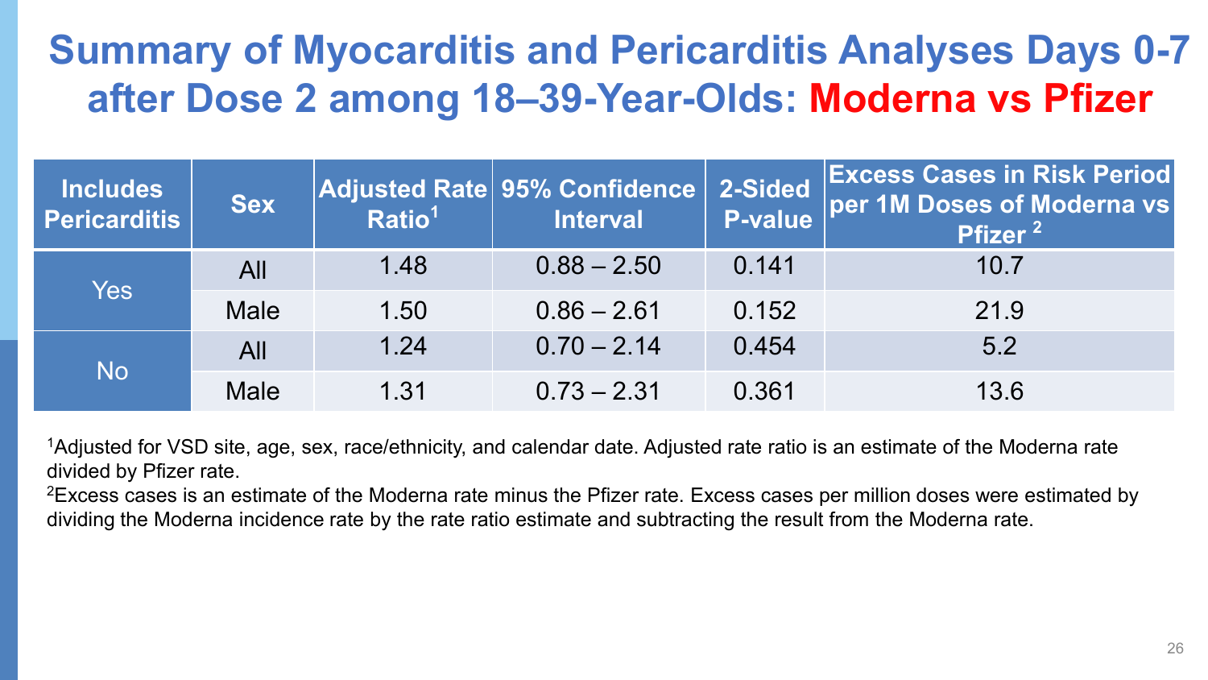# Summary of Myocarditis and Pericarditis Analyses Days 0-7 after Dose 2 among 18–39-Year-Olds: Moderna vs Pfizer

| Includes Pericarditis | Sex | Adjusted Rate Ratio[1] | 95% Confidence Interval | 2-Sided P-value | Excess Cases in Risk Period per 1M Doses of Moderna vs Pfizer [2] |
|---|---|---|---|---|---|
| Yes | All | 1.48 | 0.88 – 2.50 | 0.141 | 10.7 |
| | Male | 1.50 | 0.86 – 2.61 | 0.152 | 21.9 |
| No | All | 1.24 | 0.70 – 2.14 | 0.454 | 5.2 |
| | Male | 1.31 | 0.73 – 2.31 | 0.361 | 13.6 |

[1]Adjusted for VSD site, age, sex, race/ethnicity, and calendar date. Adjusted rate ratio is an estimate of the Moderna rate divided by Pfizer rate.

[2]Excess cases is an estimate of the Moderna rate minus the Pfizer rate. Excess cases per million doses were estimated by dividing the Moderna incidence rate by the rate ratio estimate and subtracting the result from the Moderna rate.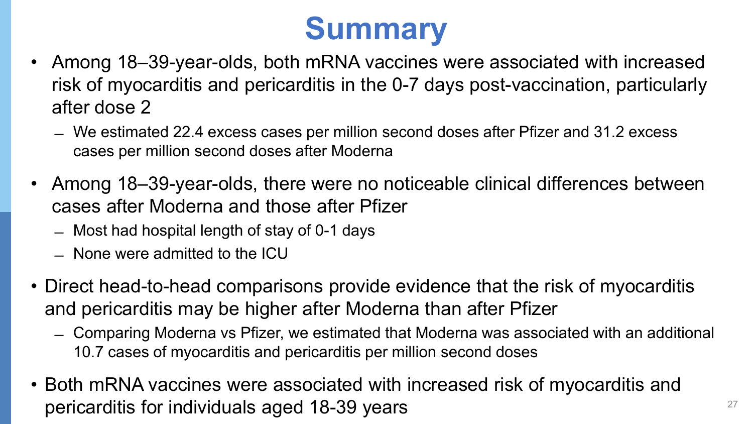# Summary

- Among 18–39-year-olds, both mRNA vaccines were associated with increased risk of myocarditis and pericarditis in the 0-7 days post-vaccination, particularly after dose 2
  - We estimated 22.4 excess cases per million second doses after Pfizer and 31.2 excess cases per million second doses after Moderna
- Among 18–39-year-olds, there were no noticeable clinical differences between cases after Moderna and those after Pfizer
  - Most had hospital length of stay of 0-1 days
  - None were admitted to the ICU
- Direct head-to-head comparisons provide evidence that the risk of myocarditis and pericarditis may be higher after Moderna than after Pfizer
  - Comparing Moderna vs Pfizer, we estimated that Moderna was associated with an additional 10.7 cases of myocarditis and pericarditis per million second doses
- Both mRNA vaccines were associated with increased risk of myocarditis and pericarditis for individuals aged 18-39 years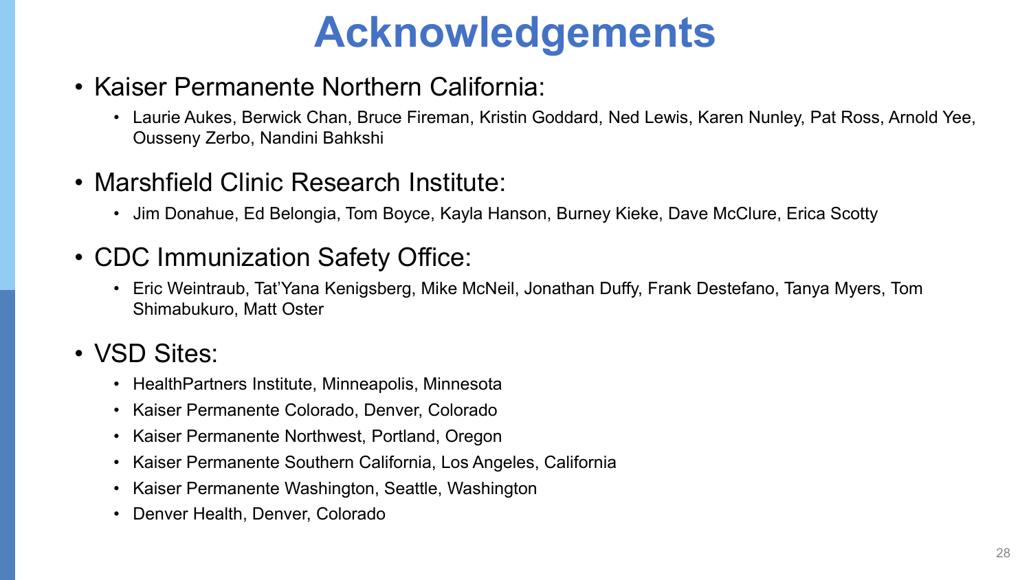# Acknowledgements

- Kaiser Permanente Northern California:
  - Laurie Aukes, Berwick Chan, Bruce Fireman, Kristin Goddard, Ned Lewis, Karen Nunley, Pat Ross, Arnold Yee, Ousseny Zerbo, Nandini Bahkshi
- Marshfield Clinic Research Institute:
  - Jim Donahue, Ed Belongia, Tom Boyce, Kayla Hanson, Burney Kieke, Dave McClure, Erica Scotty
- CDC Immunization Safety Office:
  - Eric Weintraub, Tat'Yana Kenigsberg, Mike McNeil, Jonathan Duffy, Frank Destefano, Tanya Myers, Tom Shimabukuro, Matt Oster
- VSD Sites:
  - HealthPartners Institute, Minneapolis, Minnesota
  - Kaiser Permanente Colorado, Denver, Colorado
  - Kaiser Permanente Northwest, Portland, Oregon
  - Kaiser Permanente Southern California, Los Angeles, California
  - Kaiser Permanente Washington, Seattle, Washington
  - Denver Health, Denver, Colorado